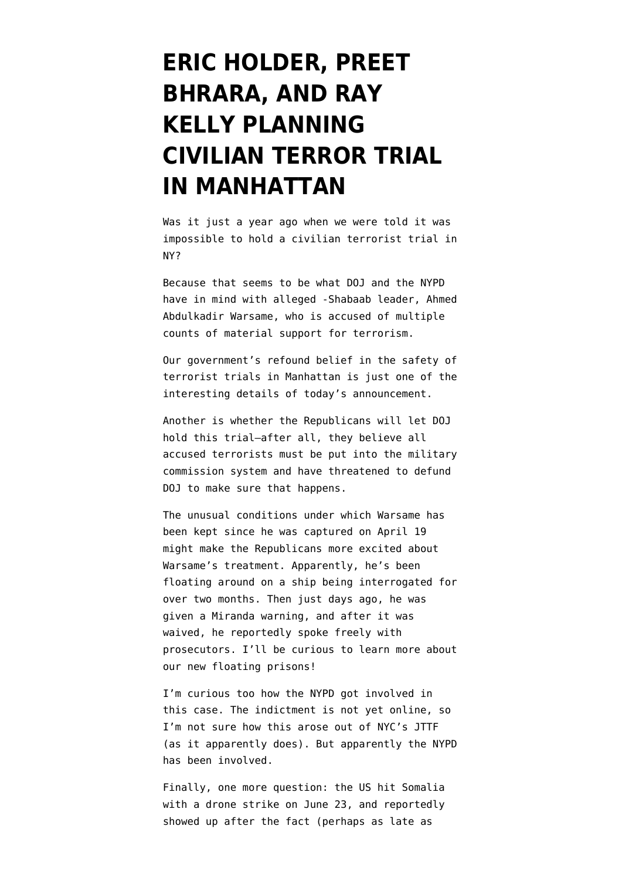# ERIC HOLDER, PREET BHRARA, AND RAY KELLY PLANNING CIVILIAN TERROR TRIAL IN MANHATTAN

Was it just a year ago when we were told it was impossible to hold a civilian terrorist trial in NY?

Because that seems to be what DOJ and the NYPD have in mind with alleged -Shabaab leader, Ahmed Abdulkadir Warsame, who is accused of multiple counts of material support for terrorism.

Our government's refound belief in the safety of terrorist trials in Manhattan is just one of the interesting details of today's announcement.

Another is whether the Republicans will let DOJ hold this trial—after all, they believe all accused terrorists must be put into the military commission system and have threatened to defund DOJ to make sure that happens.

The unusual conditions under which Warsame has been kept since he was captured on April 19 might make the Republicans more excited about Warsame's treatment. Apparently, he's been floating around on a ship being interrogated for over two months. Then just days ago, he was given a Miranda warning, and after it was waived, he reportedly spoke freely with prosecutors. I'll be curious to learn more about our new floating prisons!

I'm curious too how the NYPD got involved in this case. The indictment is not yet online, so I'm not sure how this arose out of NYC's JTTF (as it apparently does). But apparently the NYPD has been involved.

Finally, one more question: the US hit Somalia with a drone strike on June 23, and reportedly showed up after the fact (perhaps as late as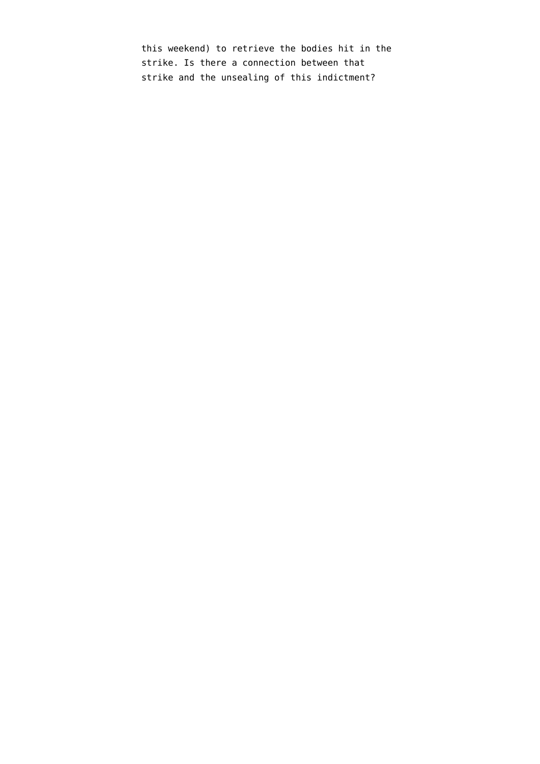this weekend) to retrieve the bodies hit in the strike. Is there a connection between that strike and the unsealing of this indictment?